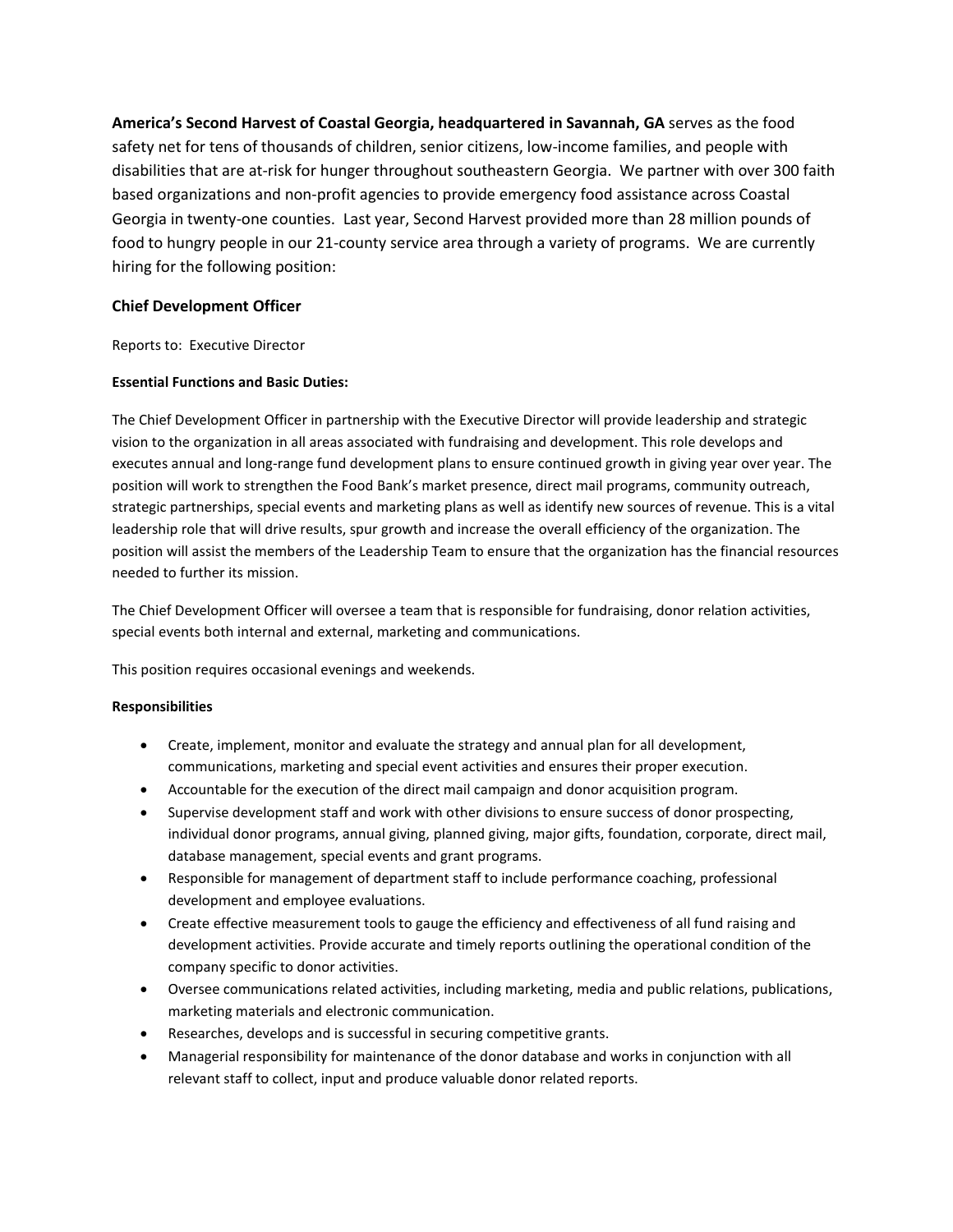**America's Second Harvest of Coastal Georgia, headquartered in Savannah, GA** serves as the food safety net for tens of thousands of children, senior citizens, low-income families, and people with disabilities that are at-risk for hunger throughout southeastern Georgia. We partner with over 300 faith based organizations and non-profit agencies to provide emergency food assistance across Coastal Georgia in twenty-one counties. Last year, Second Harvest provided more than 28 million pounds of food to hungry people in our 21-county service area through a variety of programs. We are currently hiring for the following position:

## Chief Development Officer

Reports to: Executive Director

**Essential Functions and Basic Duties:**

The Chief Development Officer in partnership with the Executive Director will provide leadership and strategic vision to the organization in all areas associated with fundraising and development. This role develops and executes annual and long-range fund development plans to ensure continued growth in giving year over year. The position will work to strengthen the Food Bank's market presence, direct mail programs, community outreach, strategic partnerships, special events and marketing plans as well as identify new sources of revenue. This is a vital leadership role that will drive results, spur growth and increase the overall efficiency of the organization. The position will assist the members of the Leadership Team to ensure that the organization has the financial resources needed to further its mission.

The Chief Development Officer will oversee a team that is responsible for fundraising, donor relation activities, special events both internal and external, marketing and communications.

This position requires occasional evenings and weekends.

**Responsibilities**

- Create, implement, monitor and evaluate the strategy and annual plan for all development, communications, marketing and special event activities and ensures their proper execution.
- Accountable for the execution of the direct mail campaign and donor acquisition program.
- Supervise development staff and work with other divisions to ensure success of donor prospecting, individual donor programs, annual giving, planned giving, major gifts, foundation, corporate, direct mail, database management, special events and grant programs.
- Responsible for management of department staff to include performance coaching, professional development and employee evaluations.
- Create effective measurement tools to gauge the efficiency and effectiveness of all fund raising and development activities. Provide accurate and timely reports outlining the operational condition of the company specific to donor activities.
- Oversee communications related activities, including marketing, media and public relations, publications, marketing materials and electronic communication.
- Researches, develops and is successful in securing competitive grants.
- Managerial responsibility for maintenance of the donor database and works in conjunction with all relevant staff to collect, input and produce valuable donor related reports.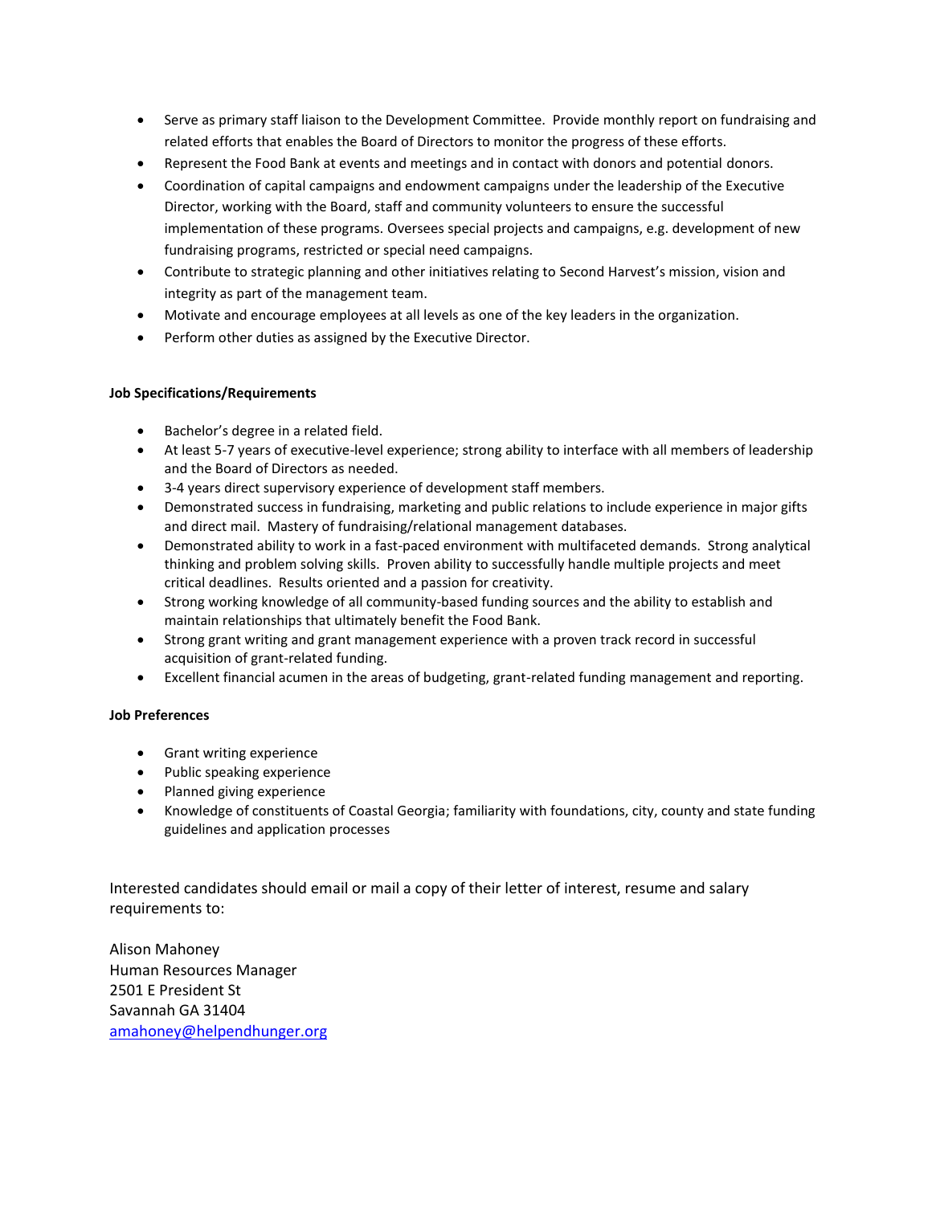- Serve as primary staff liaison to the Development Committee. Provide monthly report on fundraising and related efforts that enables the Board of Directors to monitor the progress of these efforts.
- Represent the Food Bank at events and meetings and in contact with donors and potential donors.
- Coordination of capital campaigns and endowment campaigns under the leadership of the Executive Director, working with the Board, staff and community volunteers to ensure the successful implementation of these programs. Oversees special projects and campaigns, e.g. development of new fundraising programs, restricted or special need campaigns.
- Contribute to strategic planning and other initiatives relating to Second Harvest's mission, vision and integrity as part of the management team.
- Motivate and encourage employees at all levels as one of the key leaders in the organization.
- Perform other duties as assigned by the Executive Director.

**Job Specifications/Requirements**

- Bachelor's degree in a related field.
- At least 5-7 years of executive-level experience; strong ability to interface with all members of leadership and the Board of Directors as needed.
- 3-4 years direct supervisory experience of development staff members.
- Demonstrated success in fundraising, marketing and public relations to include experience in major gifts and direct mail. Mastery of fundraising/relational management databases.
- Demonstrated ability to work in a fast-paced environment with multifaceted demands. Strong analytical thinking and problem solving skills. Proven ability to successfully handle multiple projects and meet critical deadlines. Results oriented and a passion for creativity.
- Strong working knowledge of all community-based funding sources and the ability to establish and maintain relationships that ultimately benefit the Food Bank.
- Strong grant writing and grant management experience with a proven track record in successful acquisition of grant-related funding.
- Excellent financial acumen in the areas of budgeting, grant-related funding management and reporting.

**Job Preferences**

- Grant writing experience
- Public speaking experience
- Planned giving experience
- Knowledge of constituents of Coastal Georgia; familiarity with foundations, city, county and state funding guidelines and application processes

Interested candidates should email or mail a copy of their letter of interest, resume and salary requirements to:

Alison Mahoney
Human Resources Manager
2501 E President St
Savannah GA 31404
amahoney@helpendhunger.org